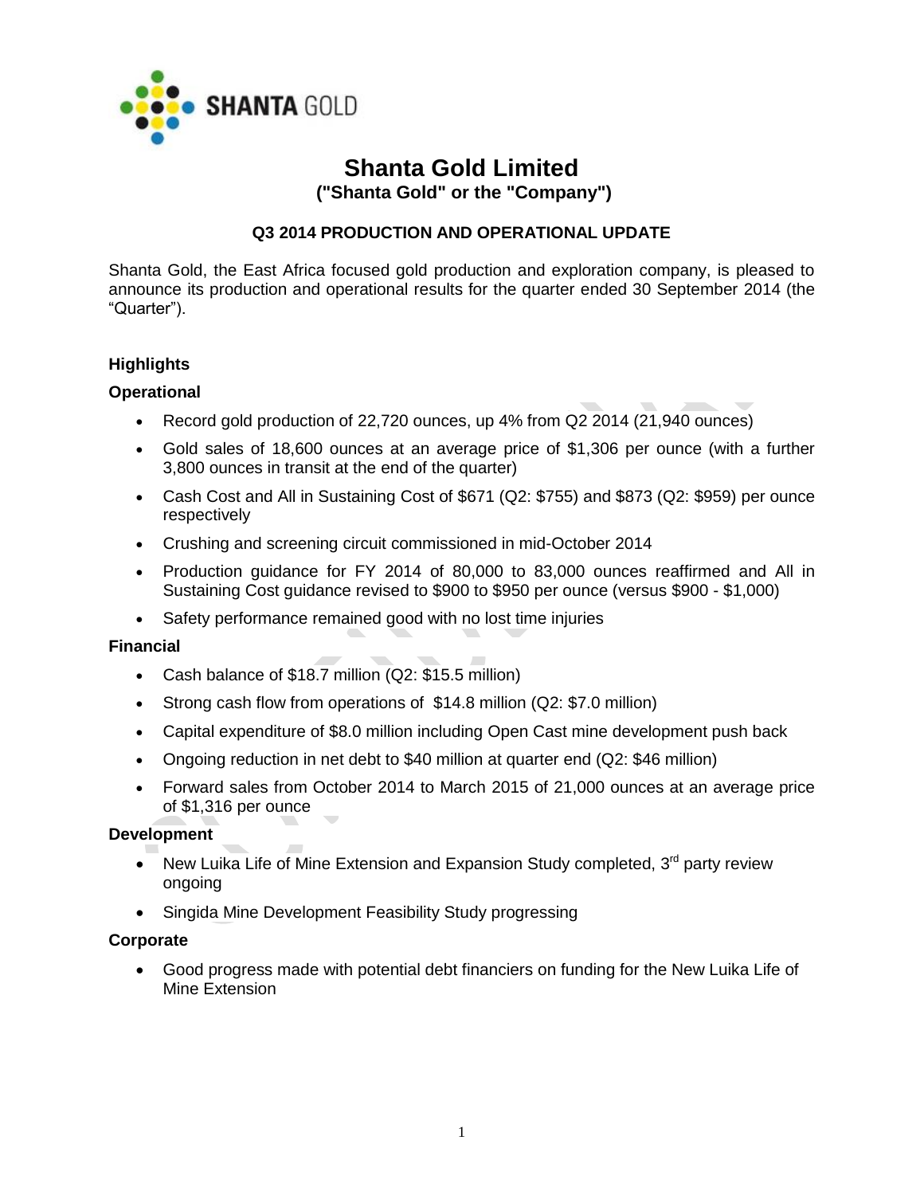# Shanta Gold Limited

## ("Shanta Gold" or the "Company")

### Q3 2014 PRODUCTION AND OPERATIONAL UPDATE

Shanta Gold, the East Africa focused gold production and exploration company, is pleased to announce its production and operational results for the quarter ended 30 September 2014 (the "Quarter").

**Highlights**

**Operational**

- Record gold production of 22,720 ounces, up 4% from Q2 2014 (21,940 ounces)
- Gold sales of 18,600 ounces at an average price of $1,306 per ounce (with a further 3,800 ounces in transit at the end of the quarter)
- Cash Cost and All in Sustaining Cost of $671 (Q2: $755) and $873 (Q2: $959) per ounce respectively
- Crushing and screening circuit commissioned in mid-October 2014
- Production guidance for FY 2014 of 80,000 to 83,000 ounces reaffirmed and All in Sustaining Cost guidance revised to $900 to $950 per ounce (versus $900 - $1,000)
- Safety performance remained good with no lost time injuries

**Financial**

- Cash balance of $18.7 million (Q2: $15.5 million)
- Strong cash flow from operations of $14.8 million (Q2: $7.0 million)
- Capital expenditure of $8.0 million including Open Cast mine development push back
- Ongoing reduction in net debt to $40 million at quarter end (Q2: $46 million)
- Forward sales from October 2014 to March 2015 of 21,000 ounces at an average price of $1,316 per ounce

**Development**

- New Luika Life of Mine Extension and Expansion Study completed, 3rd party review ongoing
- Singida Mine Development Feasibility Study progressing

**Corporate**

- Good progress made with potential debt financiers on funding for the New Luika Life of Mine Extension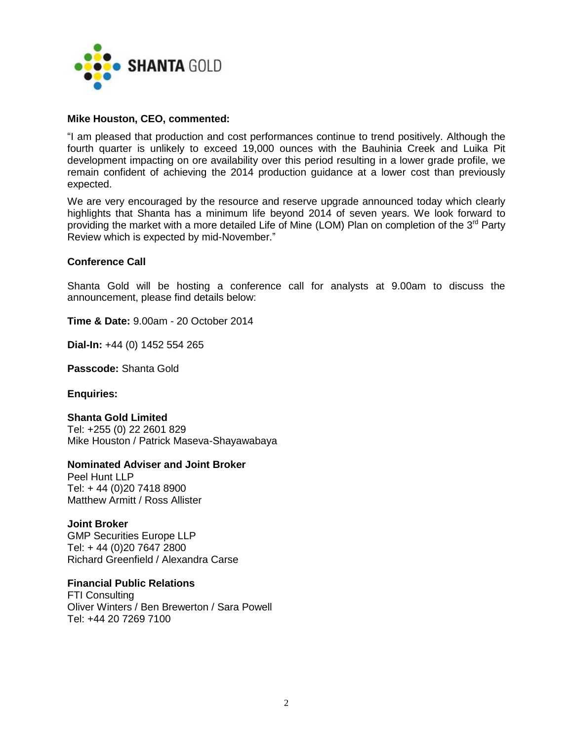**Mike Houston, CEO, commented:**

"I am pleased that production and cost performances continue to trend positively. Although the fourth quarter is unlikely to exceed 19,000 ounces with the Bauhinia Creek and Luika Pit development impacting on ore availability over this period resulting in a lower grade profile, we remain confident of achieving the 2014 production guidance at a lower cost than previously expected.

We are very encouraged by the resource and reserve upgrade announced today which clearly highlights that Shanta has a minimum life beyond 2014 of seven years. We look forward to providing the market with a more detailed Life of Mine (LOM) Plan on completion of the 3rd Party Review which is expected by mid-November."

**Conference Call**

Shanta Gold will be hosting a conference call for analysts at 9.00am to discuss the announcement, please find details below:

**Time & Date:** 9.00am - 20 October 2014

**Dial-In:** +44 (0) 1452 554 265

**Passcode:** Shanta Gold

**Enquiries:**

**Shanta Gold Limited**
Tel: +255 (0) 22 2601 829
Mike Houston / Patrick Maseva-Shayawabaya

**Nominated Adviser and Joint Broker**
Peel Hunt LLP
Tel: + 44 (0)20 7418 8900
Matthew Armitt / Ross Allister

**Joint Broker**
GMP Securities Europe LLP
Tel: + 44 (0)20 7647 2800
Richard Greenfield / Alexandra Carse

**Financial Public Relations**
FTI Consulting
Oliver Winters / Ben Brewerton / Sara Powell
Tel: +44 20 7269 7100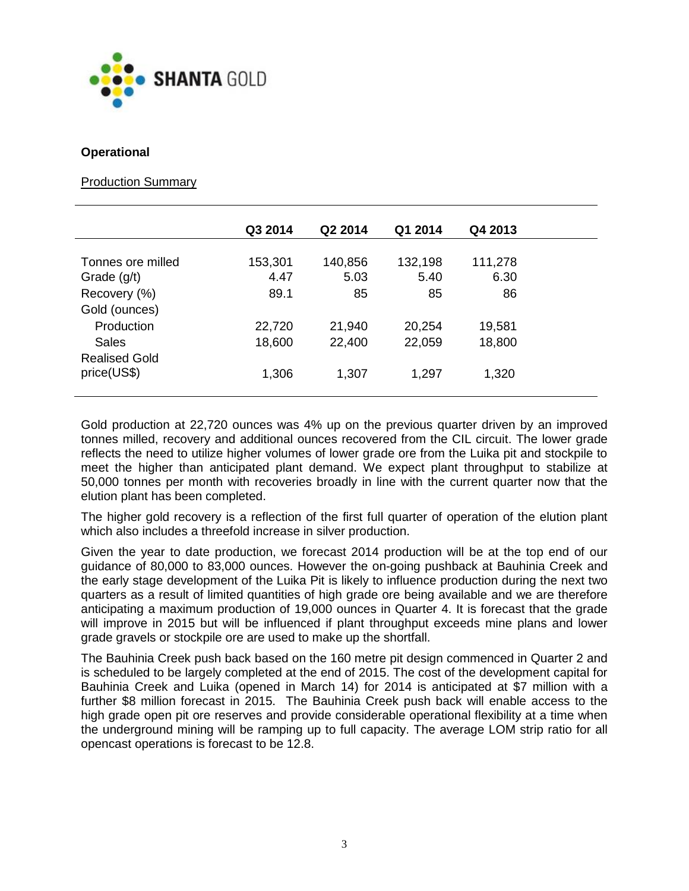**Operational**

Production Summary

| | Q3 2014 | Q2 2014 | Q1 2014 | Q4 2013 |
|---|---|---|---|---|
| Tonnes ore milled | 153,301 | 140,856 | 132,198 | 111,278 |
| Grade (g/t) | 4.47 | 5.03 | 5.40 | 6.30 |
| Recovery (%) | 89.1 | 85 | 85 | 86 |
| Gold (ounces) | | | | |
| Production | 22,720 | 21,940 | 20,254 | 19,581 |
| Sales | 18,600 | 22,400 | 22,059 | 18,800 |
| Realised Gold price(US$) | 1,306 | 1,307 | 1,297 | 1,320 |

Gold production at 22,720 ounces was 4% up on the previous quarter driven by an improved tonnes milled, recovery and additional ounces recovered from the CIL circuit. The lower grade reflects the need to utilize higher volumes of lower grade ore from the Luika pit and stockpile to meet the higher than anticipated plant demand. We expect plant throughput to stabilize at 50,000 tonnes per month with recoveries broadly in line with the current quarter now that the elution plant has been completed.

The higher gold recovery is a reflection of the first full quarter of operation of the elution plant which also includes a threefold increase in silver production.

Given the year to date production, we forecast 2014 production will be at the top end of our guidance of 80,000 to 83,000 ounces. However the on-going pushback at Bauhinia Creek and the early stage development of the Luika Pit is likely to influence production during the next two quarters as a result of limited quantities of high grade ore being available and we are therefore anticipating a maximum production of 19,000 ounces in Quarter 4. It is forecast that the grade will improve in 2015 but will be influenced if plant throughput exceeds mine plans and lower grade gravels or stockpile ore are used to make up the shortfall.

The Bauhinia Creek push back based on the 160 metre pit design commenced in Quarter 2 and is scheduled to be largely completed at the end of 2015. The cost of the development capital for Bauhinia Creek and Luika (opened in March 14) for 2014 is anticipated at $7 million with a further $8 million forecast in 2015. The Bauhinia Creek push back will enable access to the high grade open pit ore reserves and provide considerable operational flexibility at a time when the underground mining will be ramping up to full capacity. The average LOM strip ratio for all opencast operations is forecast to be 12.8.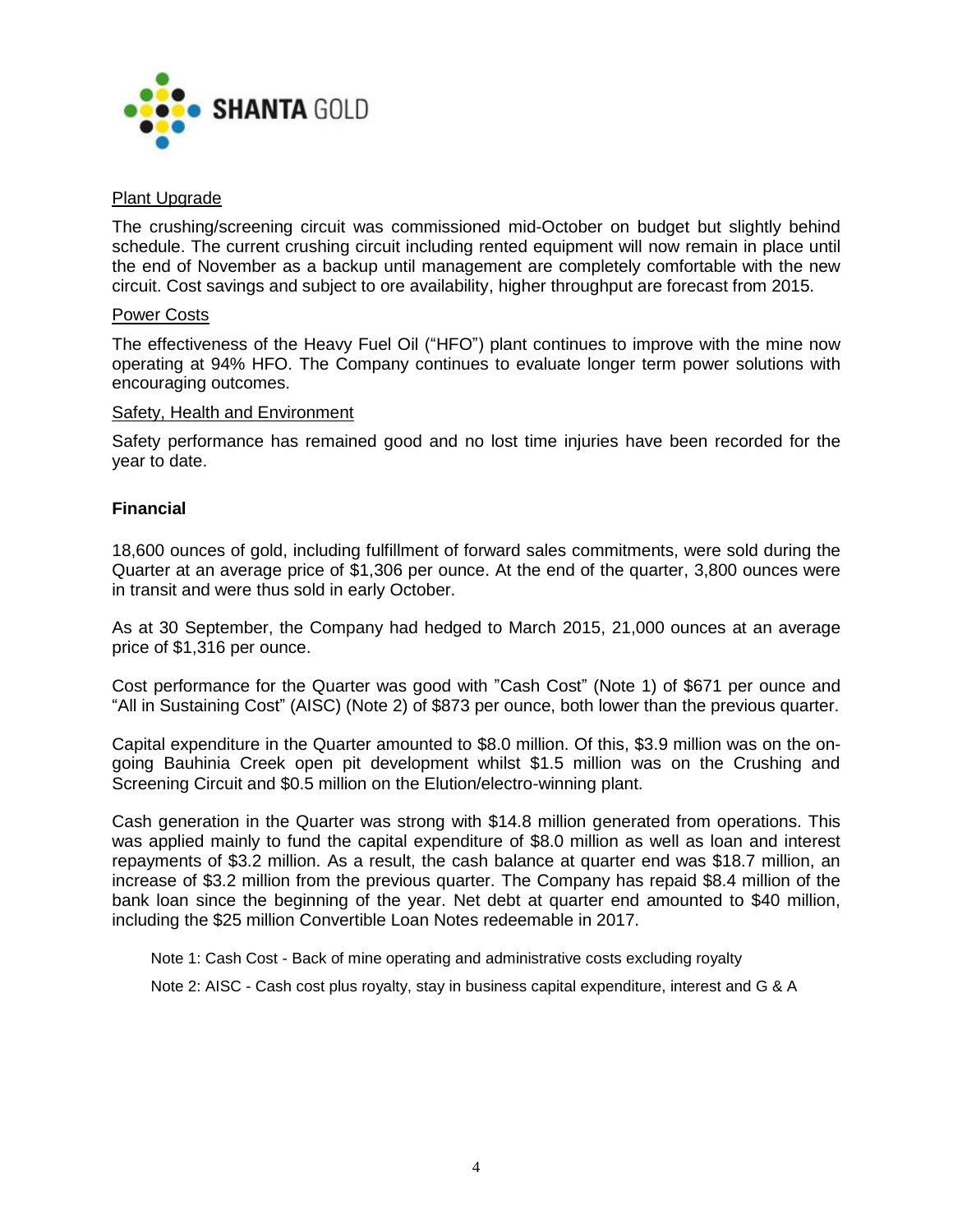Plant Upgrade

The crushing/screening circuit was commissioned mid-October on budget but slightly behind schedule. The current crushing circuit including rented equipment will now remain in place until the end of November as a backup until management are completely comfortable with the new circuit. Cost savings and subject to ore availability, higher throughput are forecast from 2015.

Power Costs

The effectiveness of the Heavy Fuel Oil ("HFO") plant continues to improve with the mine now operating at 94% HFO. The Company continues to evaluate longer term power solutions with encouraging outcomes.

Safety, Health and Environment

Safety performance has remained good and no lost time injuries have been recorded for the year to date.

**Financial**

18,600 ounces of gold, including fulfillment of forward sales commitments, were sold during the Quarter at an average price of $1,306 per ounce. At the end of the quarter, 3,800 ounces were in transit and were thus sold in early October.

As at 30 September, the Company had hedged to March 2015, 21,000 ounces at an average price of $1,316 per ounce.

Cost performance for the Quarter was good with "Cash Cost" (Note 1) of $671 per ounce and "All in Sustaining Cost" (AISC) (Note 2) of $873 per ounce, both lower than the previous quarter.

Capital expenditure in the Quarter amounted to $8.0 million. Of this, $3.9 million was on the on-going Bauhinia Creek open pit development whilst $1.5 million was on the Crushing and Screening Circuit and $0.5 million on the Elution/electro-winning plant.

Cash generation in the Quarter was strong with $14.8 million generated from operations. This was applied mainly to fund the capital expenditure of $8.0 million as well as loan and interest repayments of $3.2 million. As a result, the cash balance at quarter end was $18.7 million, an increase of $3.2 million from the previous quarter. The Company has repaid $8.4 million of the bank loan since the beginning of the year. Net debt at quarter end amounted to $40 million, including the $25 million Convertible Loan Notes redeemable in 2017.

Note 1: Cash Cost - Back of mine operating and administrative costs excluding royalty

Note 2: AISC - Cash cost plus royalty, stay in business capital expenditure, interest and G & A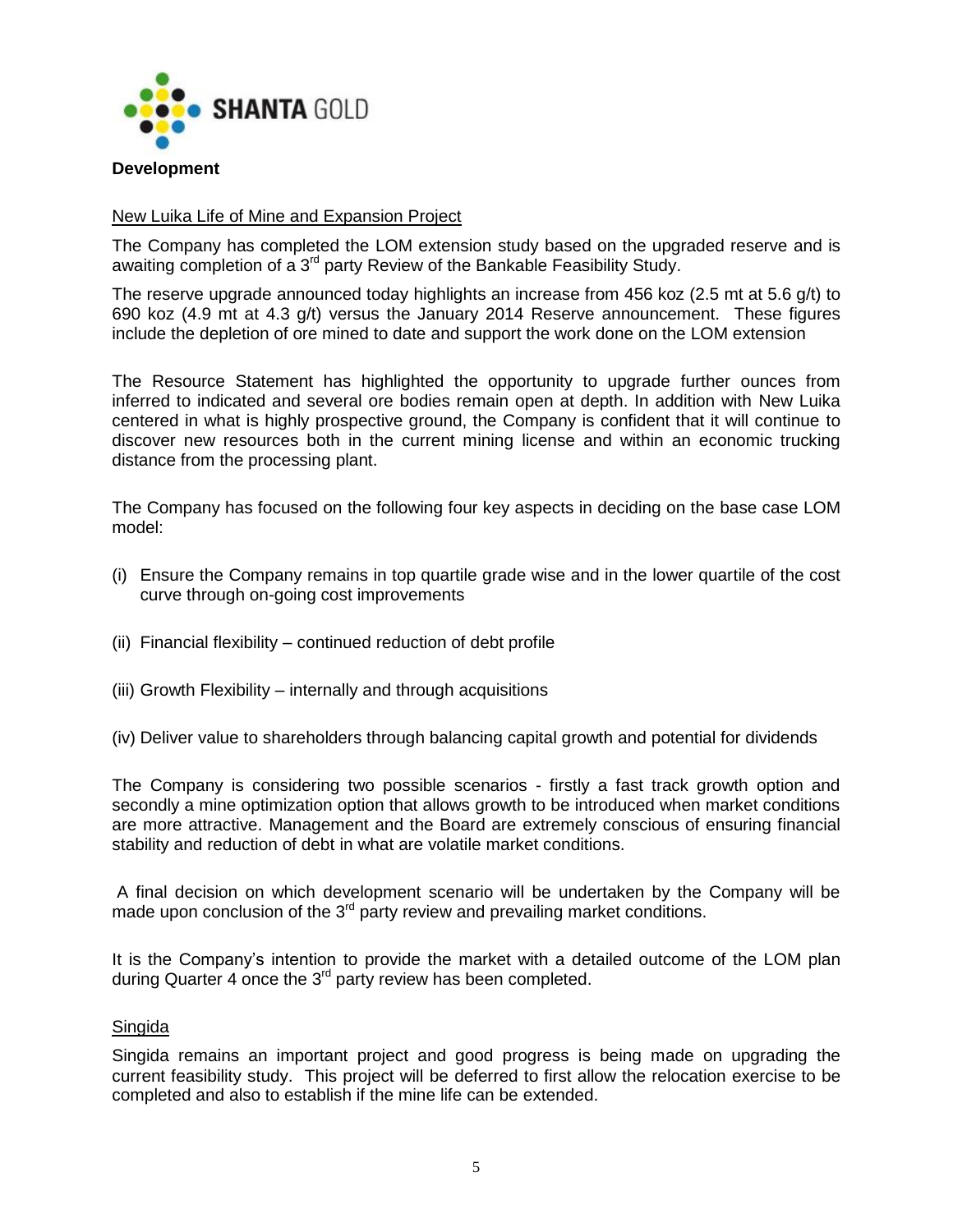## Development

New Luika Life of Mine and Expansion Project

The Company has completed the LOM extension study based on the upgraded reserve and is awaiting completion of a 3rd party Review of the Bankable Feasibility Study.

The reserve upgrade announced today highlights an increase from 456 koz (2.5 mt at 5.6 g/t) to 690 koz (4.9 mt at 4.3 g/t) versus the January 2014 Reserve announcement. These figures include the depletion of ore mined to date and support the work done on the LOM extension

The Resource Statement has highlighted the opportunity to upgrade further ounces from inferred to indicated and several ore bodies remain open at depth. In addition with New Luika centered in what is highly prospective ground, the Company is confident that it will continue to discover new resources both in the current mining license and within an economic trucking distance from the processing plant.

The Company has focused on the following four key aspects in deciding on the base case LOM model:

(i) Ensure the Company remains in top quartile grade wise and in the lower quartile of the cost curve through on-going cost improvements

(ii) Financial flexibility – continued reduction of debt profile

(iii) Growth Flexibility – internally and through acquisitions

(iv) Deliver value to shareholders through balancing capital growth and potential for dividends

The Company is considering two possible scenarios - firstly a fast track growth option and secondly a mine optimization option that allows growth to be introduced when market conditions are more attractive. Management and the Board are extremely conscious of ensuring financial stability and reduction of debt in what are volatile market conditions.

A final decision on which development scenario will be undertaken by the Company will be made upon conclusion of the 3rd party review and prevailing market conditions.

It is the Company's intention to provide the market with a detailed outcome of the LOM plan during Quarter 4 once the 3rd party review has been completed.

Singida

Singida remains an important project and good progress is being made on upgrading the current feasibility study. This project will be deferred to first allow the relocation exercise to be completed and also to establish if the mine life can be extended.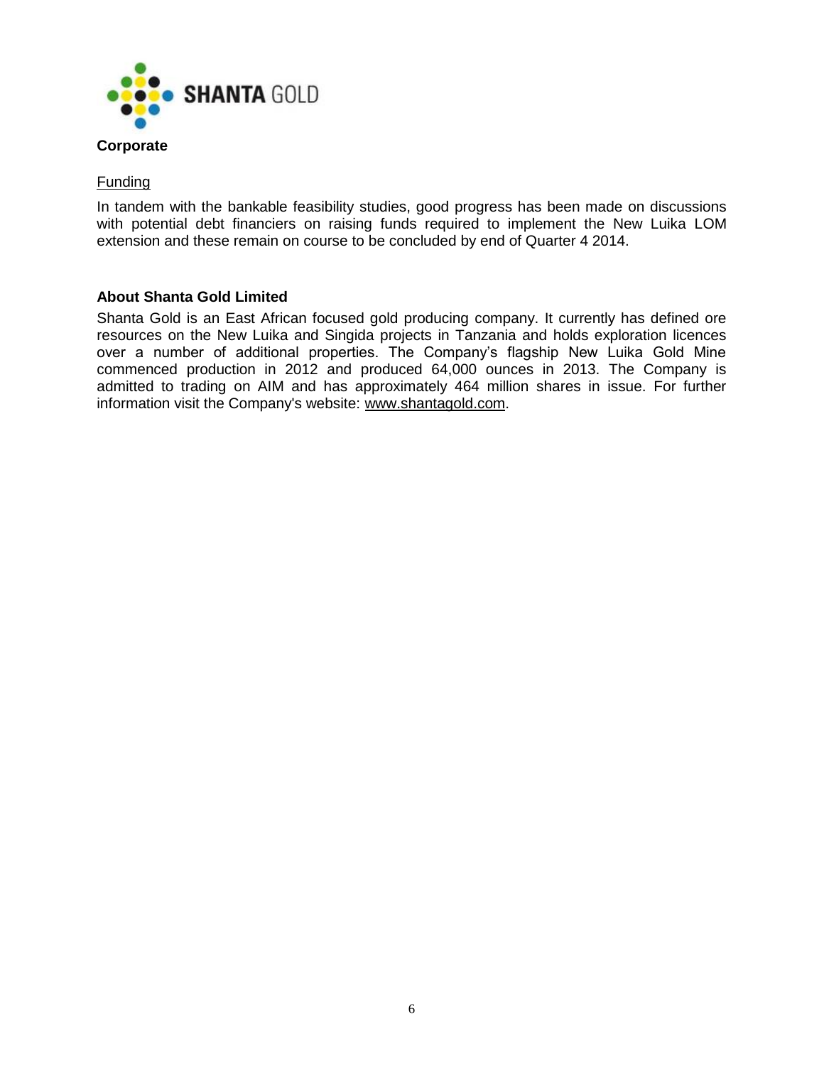SHANTA GOLD

**Corporate**

Funding

In tandem with the bankable feasibility studies, good progress has been made on discussions with potential debt financiers on raising funds required to implement the New Luika LOM extension and these remain on course to be concluded by end of Quarter 4 2014.

**About Shanta Gold Limited**

Shanta Gold is an East African focused gold producing company. It currently has defined ore resources on the New Luika and Singida projects in Tanzania and holds exploration licences over a number of additional properties. The Company's flagship New Luika Gold Mine commenced production in 2012 and produced 64,000 ounces in 2013. The Company is admitted to trading on AIM and has approximately 464 million shares in issue. For further information visit the Company's website: www.shantagold.com.